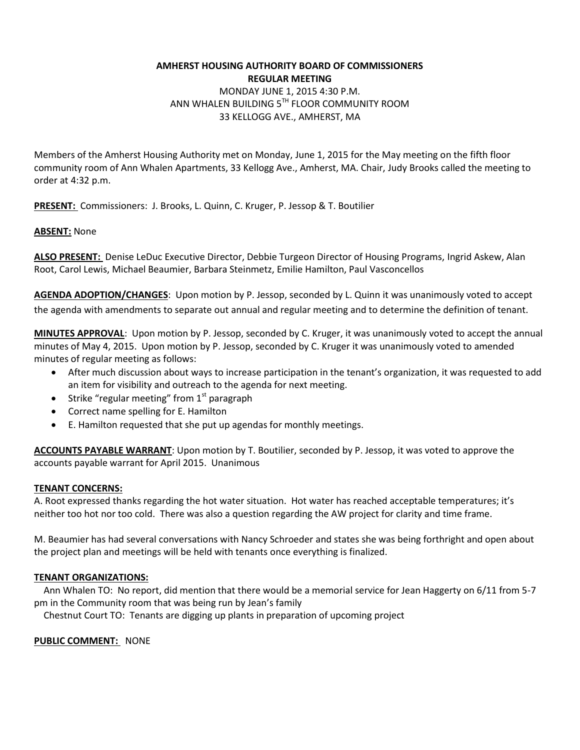**AMHERST HOUSING AUTHORITY BOARD OF COMMISSIONERS**
**REGULAR MEETING**
MONDAY JUNE 1, 2015 4:30 P.M.
ANN WHALEN BUILDING 5TH FLOOR COMMUNITY ROOM
33 KELLOGG AVE., AMHERST, MA

Members of the Amherst Housing Authority met on Monday, June 1, 2015 for the May meeting on the fifth floor community room of Ann Whalen Apartments, 33 Kellogg Ave., Amherst, MA. Chair, Judy Brooks called the meeting to order at 4:32 p.m.

**PRESENT:** Commissioners: J. Brooks, L. Quinn, C. Kruger, P. Jessop & T. Boutilier

**ABSENT:** None

**ALSO PRESENT:** Denise LeDuc Executive Director, Debbie Turgeon Director of Housing Programs, Ingrid Askew, Alan Root, Carol Lewis, Michael Beaumier, Barbara Steinmetz, Emilie Hamilton, Paul Vasconcellos

**AGENDA ADOPTION/CHANGES**: Upon motion by P. Jessop, seconded by L. Quinn it was unanimously voted to accept the agenda with amendments to separate out annual and regular meeting and to determine the definition of tenant.

**MINUTES APPROVAL**: Upon motion by P. Jessop, seconded by C. Kruger, it was unanimously voted to accept the annual minutes of May 4, 2015. Upon motion by P. Jessop, seconded by C. Kruger it was unanimously voted to amended minutes of regular meeting as follows:

- After much discussion about ways to increase participation in the tenant's organization, it was requested to add an item for visibility and outreach to the agenda for next meeting.
- Strike "regular meeting" from 1st paragraph
- Correct name spelling for E. Hamilton
- E. Hamilton requested that she put up agendas for monthly meetings.

**ACCOUNTS PAYABLE WARRANT**: Upon motion by T. Boutilier, seconded by P. Jessop, it was voted to approve the accounts payable warrant for April 2015. Unanimous

**TENANT CONCERNS:**

A. Root expressed thanks regarding the hot water situation. Hot water has reached acceptable temperatures; it's neither too hot nor too cold. There was also a question regarding the AW project for clarity and time frame.

M. Beaumier has had several conversations with Nancy Schroeder and states she was being forthright and open about the project plan and meetings will be held with tenants once everything is finalized.

**TENANT ORGANIZATIONS:**

Ann Whalen TO: No report, did mention that there would be a memorial service for Jean Haggerty on 6/11 from 5-7 pm in the Community room that was being run by Jean's family

Chestnut Court TO: Tenants are digging up plants in preparation of upcoming project

**PUBLIC COMMENT:** NONE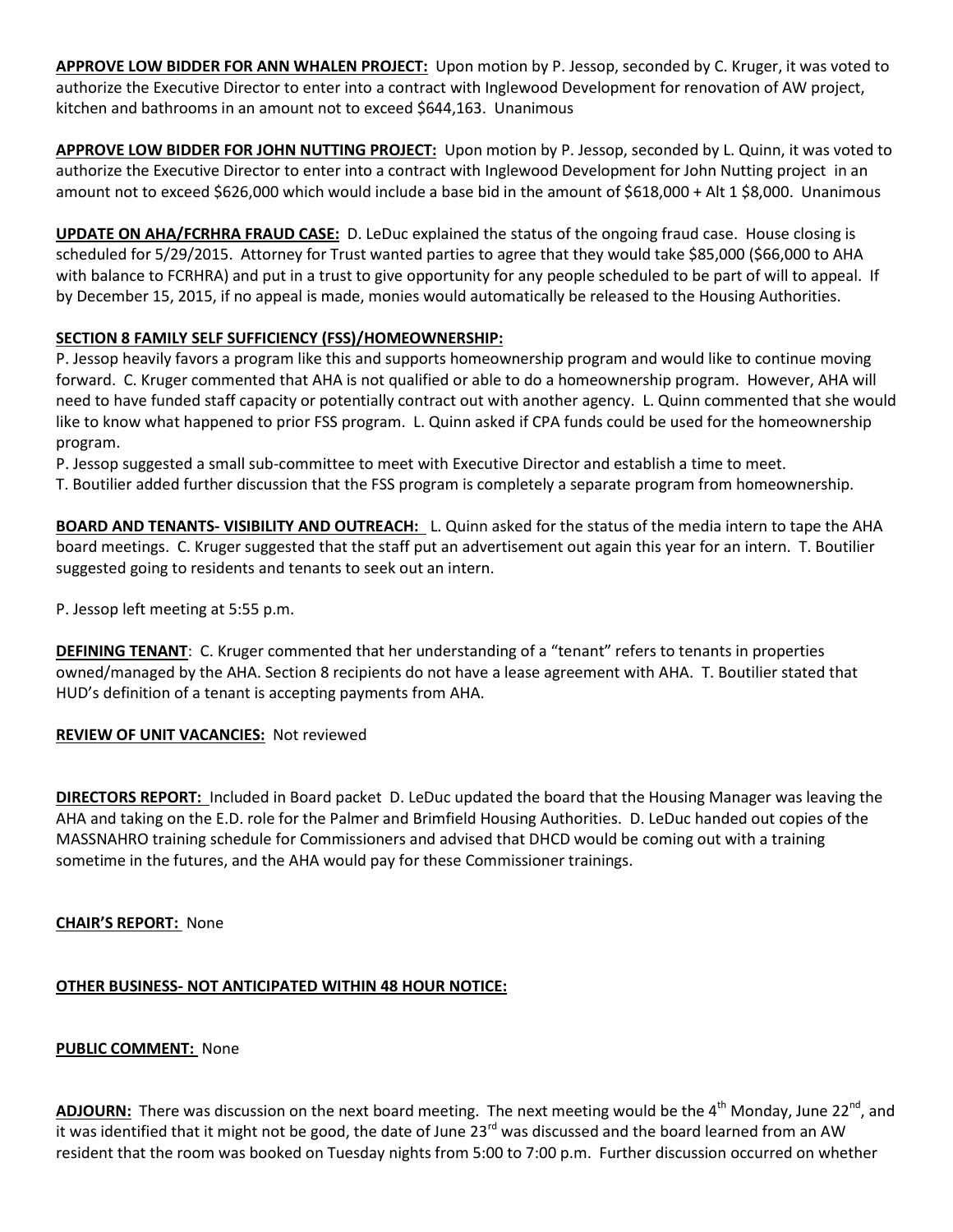**APPROVE LOW BIDDER FOR ANN WHALEN PROJECT:** Upon motion by P. Jessop, seconded by C. Kruger, it was voted to authorize the Executive Director to enter into a contract with Inglewood Development for renovation of AW project, kitchen and bathrooms in an amount not to exceed $644,163. Unanimous

**APPROVE LOW BIDDER FOR JOHN NUTTING PROJECT:** Upon motion by P. Jessop, seconded by L. Quinn, it was voted to authorize the Executive Director to enter into a contract with Inglewood Development for John Nutting project in an amount not to exceed $626,000 which would include a base bid in the amount of $618,000 + Alt 1 $8,000. Unanimous

**UPDATE ON AHA/FCRHRA FRAUD CASE:** D. LeDuc explained the status of the ongoing fraud case. House closing is scheduled for 5/29/2015. Attorney for Trust wanted parties to agree that they would take $85,000 ($66,000 to AHA with balance to FCRHRA) and put in a trust to give opportunity for any people scheduled to be part of will to appeal. If by December 15, 2015, if no appeal is made, monies would automatically be released to the Housing Authorities.

**SECTION 8 FAMILY SELF SUFFICIENCY (FSS)/HOMEOWNERSHIP:**

P. Jessop heavily favors a program like this and supports homeownership program and would like to continue moving forward. C. Kruger commented that AHA is not qualified or able to do a homeownership program. However, AHA will need to have funded staff capacity or potentially contract out with another agency. L. Quinn commented that she would like to know what happened to prior FSS program. L. Quinn asked if CPA funds could be used for the homeownership program.

P. Jessop suggested a small sub-committee to meet with Executive Director and establish a time to meet.

T. Boutilier added further discussion that the FSS program is completely a separate program from homeownership.

**BOARD AND TENANTS- VISIBILITY AND OUTREACH:** L. Quinn asked for the status of the media intern to tape the AHA board meetings. C. Kruger suggested that the staff put an advertisement out again this year for an intern. T. Boutilier suggested going to residents and tenants to seek out an intern.

P. Jessop left meeting at 5:55 p.m.

**DEFINING TENANT**: C. Kruger commented that her understanding of a "tenant" refers to tenants in properties owned/managed by the AHA. Section 8 recipients do not have a lease agreement with AHA. T. Boutilier stated that HUD's definition of a tenant is accepting payments from AHA.

**REVIEW OF UNIT VACANCIES:** Not reviewed

**DIRECTORS REPORT:** Included in Board packet D. LeDuc updated the board that the Housing Manager was leaving the AHA and taking on the E.D. role for the Palmer and Brimfield Housing Authorities. D. LeDuc handed out copies of the MASSNAHRO training schedule for Commissioners and advised that DHCD would be coming out with a training sometime in the futures, and the AHA would pay for these Commissioner trainings.

**CHAIR'S REPORT:** None

**OTHER BUSINESS- NOT ANTICIPATED WITHIN 48 HOUR NOTICE:**

**PUBLIC COMMENT:** None

**ADJOURN:** There was discussion on the next board meeting. The next meeting would be the 4th Monday, June 22nd, and it was identified that it might not be good, the date of June 23rd was discussed and the board learned from an AW resident that the room was booked on Tuesday nights from 5:00 to 7:00 p.m. Further discussion occurred on whether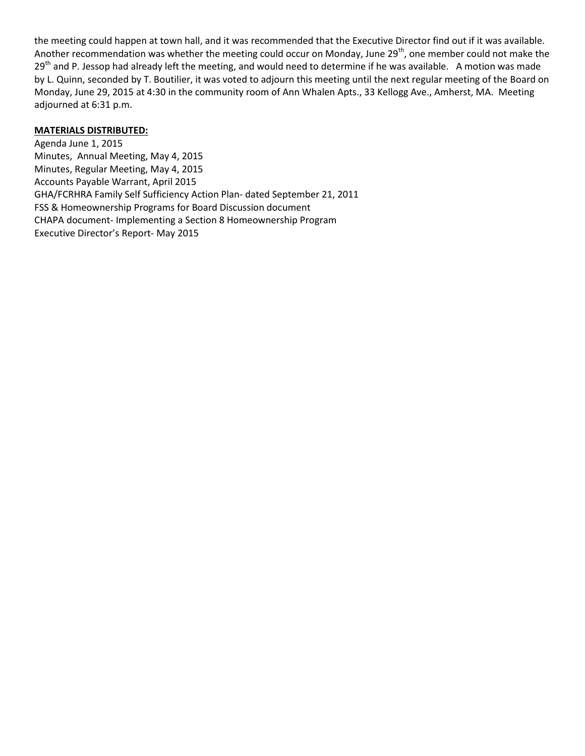the meeting could happen at town hall, and it was recommended that the Executive Director find out if it was available. Another recommendation was whether the meeting could occur on Monday, June 29th, one member could not make the 29th and P. Jessop had already left the meeting, and would need to determine if he was available. A motion was made by L. Quinn, seconded by T. Boutilier, it was voted to adjourn this meeting until the next regular meeting of the Board on Monday, June 29, 2015 at 4:30 in the community room of Ann Whalen Apts., 33 Kellogg Ave., Amherst, MA. Meeting adjourned at 6:31 p.m.

**MATERIALS DISTRIBUTED:**

Agenda June 1, 2015
Minutes, Annual Meeting, May 4, 2015
Minutes, Regular Meeting, May 4, 2015
Accounts Payable Warrant, April 2015
GHA/FCRHRA Family Self Sufficiency Action Plan- dated September 21, 2011
FSS & Homeownership Programs for Board Discussion document
CHAPA document- Implementing a Section 8 Homeownership Program
Executive Director's Report- May 2015